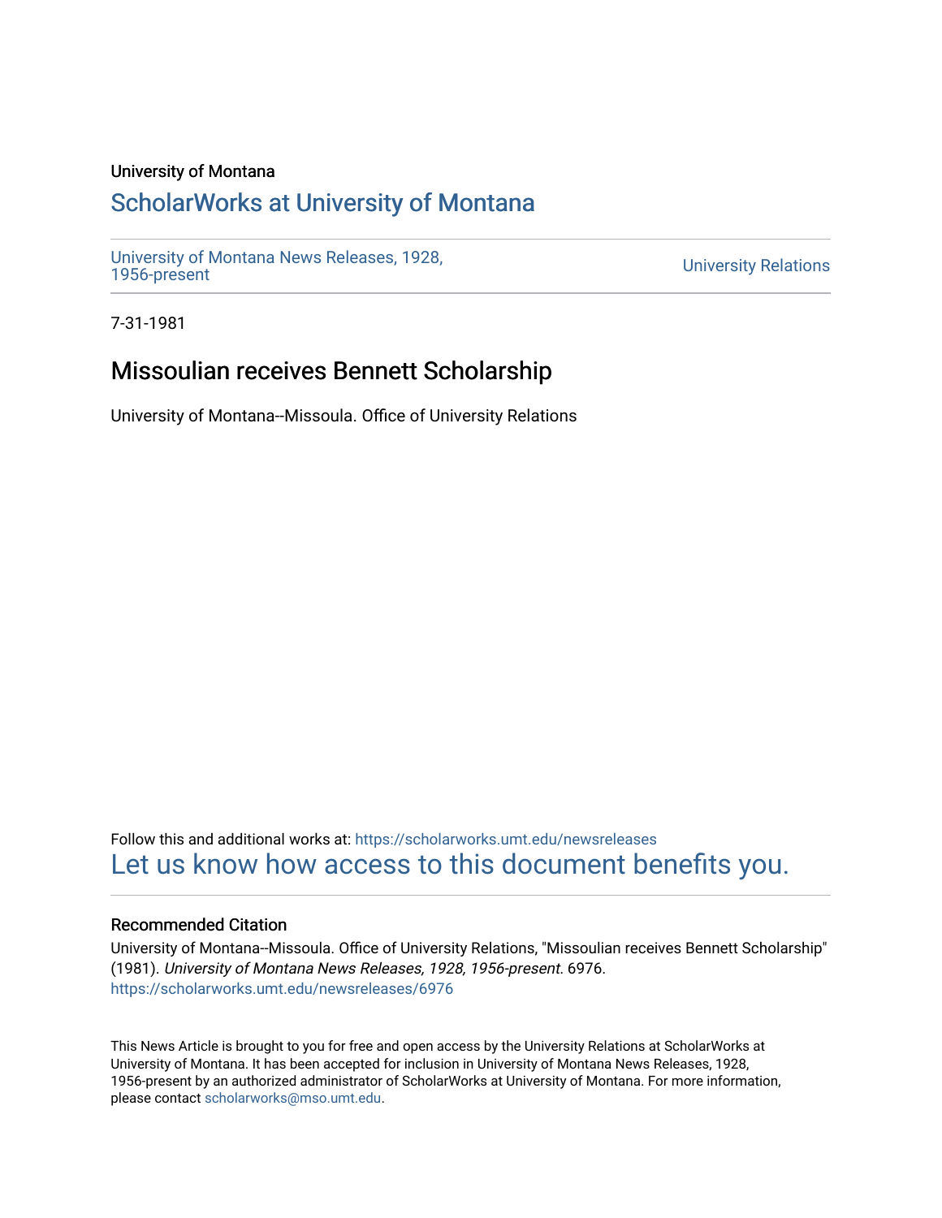University of Montana

# ScholarWorks at University of Montana

University of Montana News Releases, 1928, 1956-present

University Relations

7-31-1981

## Missoulian receives Bennett Scholarship

University of Montana--Missoula. Office of University Relations

Follow this and additional works at: https://scholarworks.umt.edu/newsreleases

Let us know how access to this document benefits you.

### Recommended Citation

University of Montana--Missoula. Office of University Relations, "Missoulian receives Bennett Scholarship" (1981). *University of Montana News Releases, 1928, 1956-present*. 6976.
https://scholarworks.umt.edu/newsreleases/6976

This News Article is brought to you for free and open access by the University Relations at ScholarWorks at University of Montana. It has been accepted for inclusion in University of Montana News Releases, 1928, 1956-present by an authorized administrator of ScholarWorks at University of Montana. For more information, please contact scholarworks@mso.umt.edu.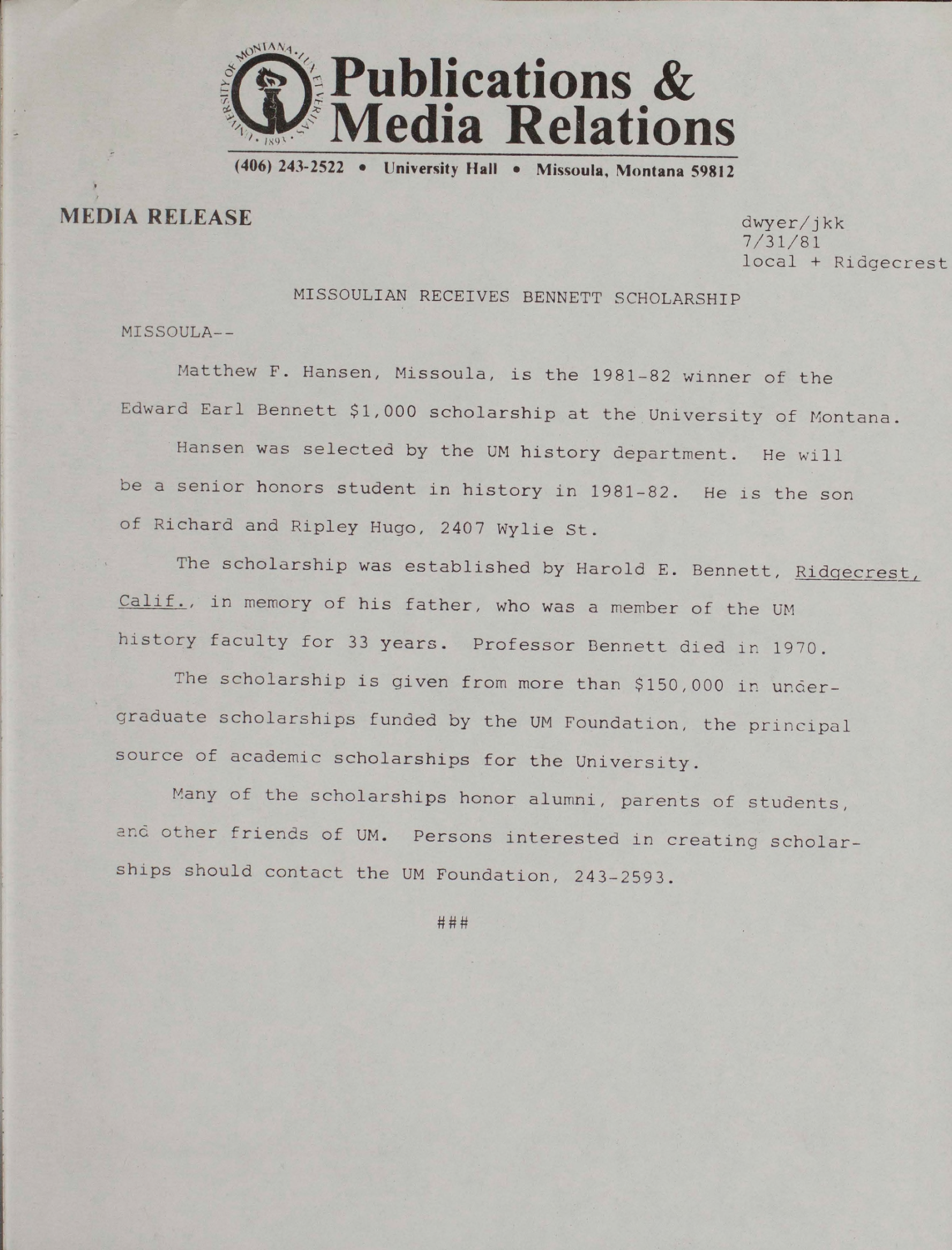# Publications & Media Relations

(406) 243-2522 • University Hall • Missoula, Montana 59812

## MEDIA RELEASE

dwyer/jkk
7/31/81
local + Ridgecrest

MISSOULIAN RECEIVES BENNETT SCHOLARSHIP

MISSOULA--

Matthew F. Hansen, Missoula, is the 1981-82 winner of the Edward Earl Bennett $1,000 scholarship at the University of Montana.

Hansen was selected by the UM history department. He will be a senior honors student in history in 1981-82. He is the son of Richard and Ripley Hugo, 2407 Wylie St.

The scholarship was established by Harold E. Bennett, Ridgecrest, Calif., in memory of his father, who was a member of the UM history faculty for 33 years. Professor Bennett died in 1970.

The scholarship is given from more than $150,000 in undergraduate scholarships funded by the UM Foundation, the principal source of academic scholarships for the University.

Many of the scholarships honor alumni, parents of students, and other friends of UM. Persons interested in creating scholarships should contact the UM Foundation, 243-2593.

###